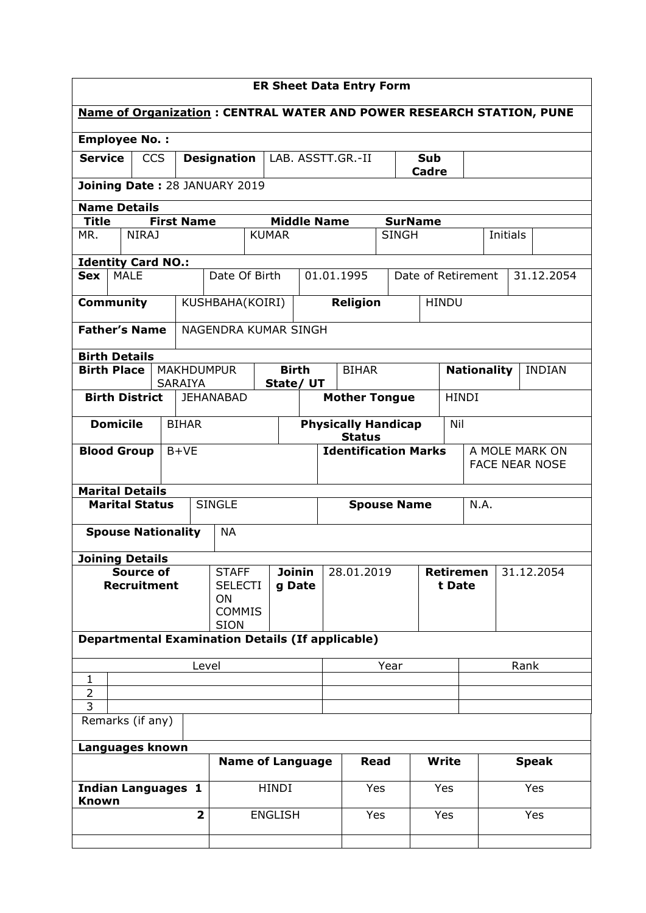# ER Sheet Data Entry Form

**Name of Organization : CENTRAL WATER AND POWER RESEARCH STATION, PUNE**

**Employee No. :**

| **Service** | CCS | **Designation** | LAB. ASSTT.GR.-II | **Sub Cadre** | |
|---|---|---|---|---|---|

**Joining Date :** 28 JANUARY 2019

**Name Details**

| **Title** | **First Name** | **Middle Name** | **SurName** | Initials | |
|---|---|---|---|---|---|
| MR. | NIRAJ | KUMAR | SINGH | | |

**Identity Card NO.:**

| **Sex** | MALE | Date Of Birth | 01.01.1995 | Date of Retirement | 31.12.2054 |
|---|---|---|---|---|---|

| **Community** | KUSHBAHA(KOIRI) | **Religion** | HINDU |
|---|---|---|---|
| **Father's Name** | NAGENDRA KUMAR SINGH | | |

**Birth Details**

| **Birth Place** | MAKHDUMPUR SARAIYA | **Birth State/ UT** | BIHAR | **Nationality** | INDIAN |
|---|---|---|---|---|---|
| **Birth District** | JEHANABAD | **Mother Tongue** | HINDI | | |
| **Domicile** | BIHAR | **Physically Handicap Status** | Nil | | |
| **Blood Group** | B+VE | **Identification Marks** | A MOLE MARK ON FACE NEAR NOSE | | |

**Marital Details**

| **Marital Status** | SINGLE | **Spouse Name** | N.A. |
|---|---|---|---|
| **Spouse Nationality** | NA | | |

**Joining Details**

| **Source of Recruitment** | STAFF SELECTION COMMISSION | **Joining Date** | 28.01.2019 | **Retirement Date** | 31.12.2054 |
|---|---|---|---|---|---|

**Departmental Examination Details (If applicable)**

| | Level | Year | Rank |
|---|---|---|---|
| 1 | | | |
| 2 | | | |
| 3 | | | |

| Remarks (if any) | |
|---|---|

**Languages known**

| | | **Name of Language** | **Read** | **Write** | **Speak** |
|---|---|---|---|---|---|
| **Indian Languages Known** | **1** | HINDI | Yes | Yes | Yes |
| | **2** | ENGLISH | Yes | Yes | Yes |
| | | | | | |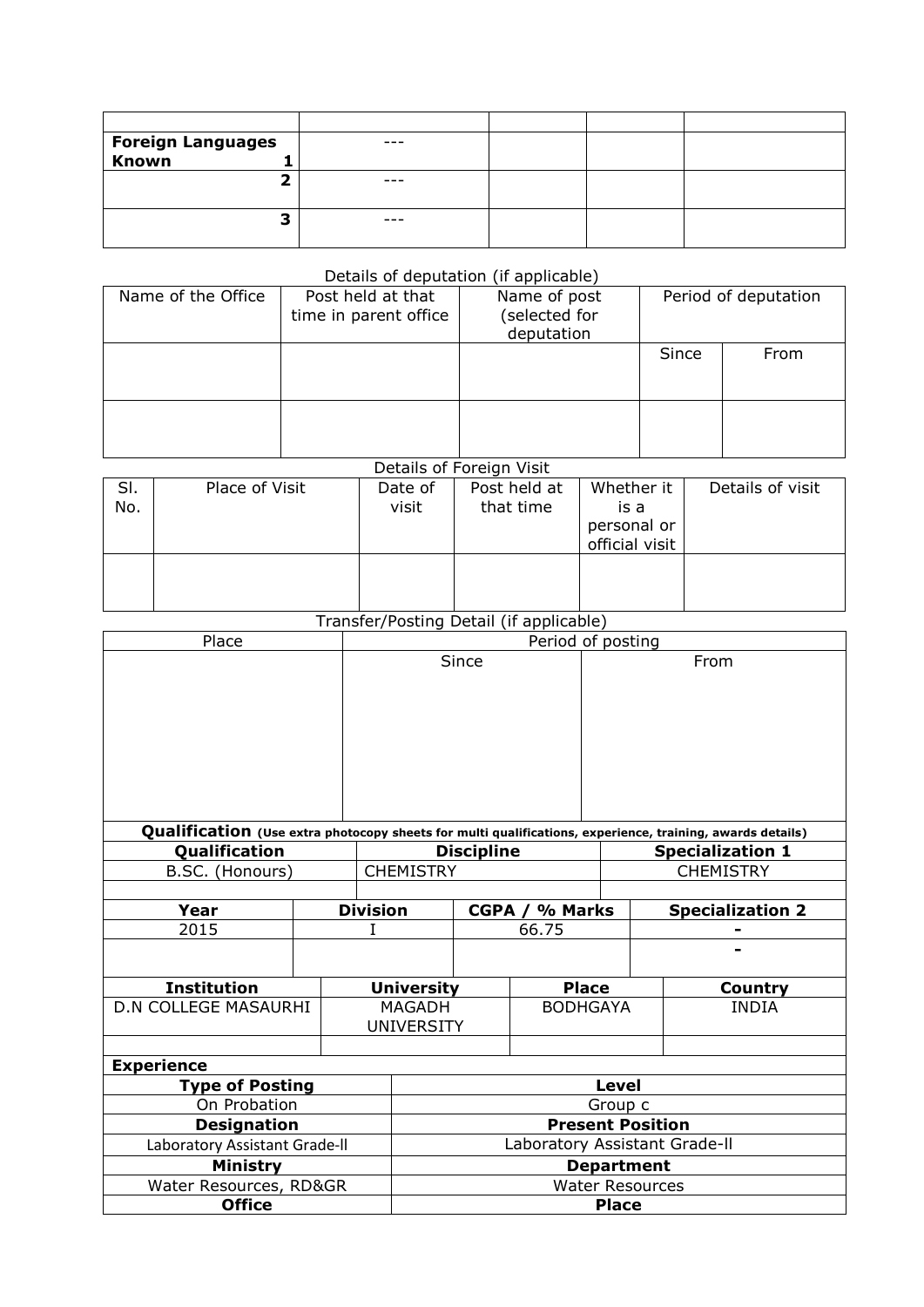| | | | | |
|---|---|---|---|---|
| **Foreign Languages Known 1** | --- | | | |
| **2** | --- | | | |
| **3** | --- | | | |

Details of deputation (if applicable)

| Name of the Office | Post held at that time in parent office | Name of post (selected for deputation | Period of deputation | |
|---|---|---|---|---|
| | | | Since | From |
| | | | | |

Details of Foreign Visit

| Sl. No. | Place of Visit | Date of visit | Post held at that time | Whether it is a personal or official visit | Details of visit |
|---|---|---|---|---|---|
| | | | | | |

Transfer/Posting Detail (if applicable)

| Place | Period of posting | |
|---|---|---|
| | Since | From |

**Qualification** **(Use extra photocopy sheets for multi qualifications, experience, training, awards details)**

| **Qualification** | **Discipline** | **Specialization 1** |
|---|---|---|
| B.SC. (Honours) | CHEMISTRY | CHEMISTRY |
| | | |

| **Year** | **Division** | **CGPA / % Marks** | **Specialization 2** |
|---|---|---|---|
| 2015 | I | 66.75 | - |
| | | | - |

| **Institution** | **University** | **Place** | **Country** |
|---|---|---|---|
| D.N COLLEGE MASAURHI | MAGADH UNIVERSITY | BODHGAYA | INDIA |
| | | | |

**Experience**

| **Type of Posting** | **Level** |
|---|---|
| On Probation | Group c |
| **Designation** | **Present Position** |
| Laboratory Assistant Grade-ll | Laboratory Assistant Grade-ll |
| **Ministry** | **Department** |
| Water Resources, RD&GR | Water Resources |
| **Office** | **Place** |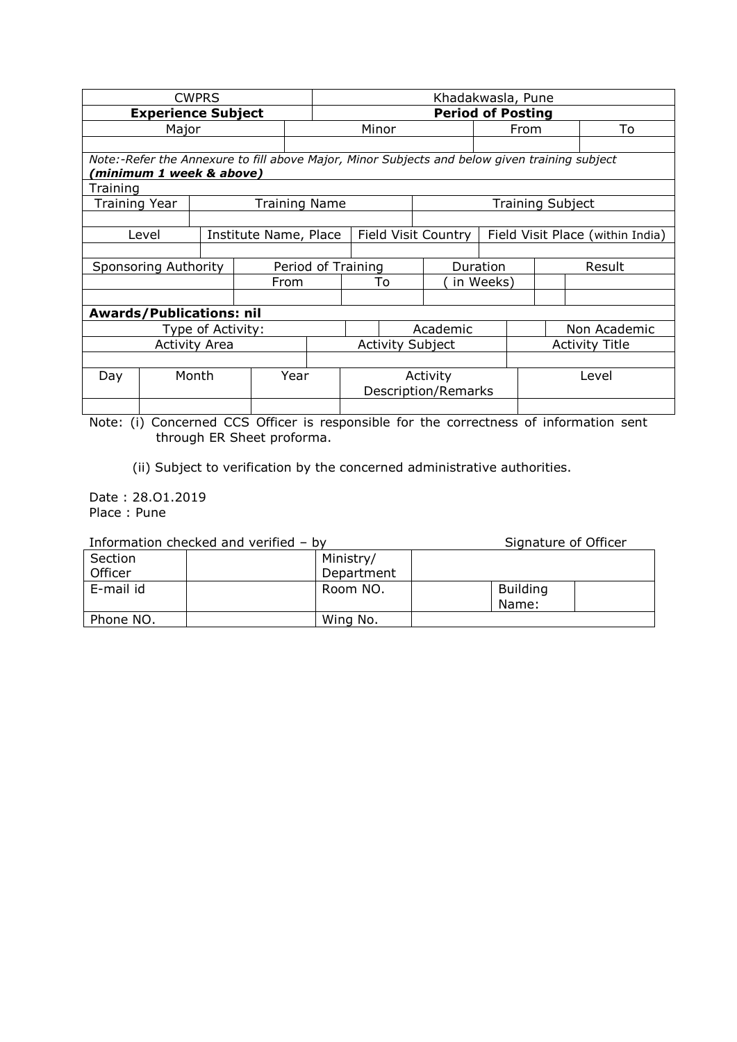| CWPRS | | | | Khadakwasla, Pune | | | |
|---|---|---|---|---|---|---|---|
| **Experience Subject** | | | | **Period of Posting** | | | |
| Major | | Minor | | | | From | To |
| | | | | | | | |

*Note:-Refer the Annexure to fill above Major, Minor Subjects and below given training subject **(minimum 1 week & above)***

Training

| Training Year | Training Name | | Training Subject |
|---|---|---|---|
| | | | |
| Level | Institute Name, Place | Field Visit Country | Field Visit Place (within India) |
| | | | |

| Sponsoring Authority | Period of Training | | Duration | | Result |
|---|---|---|---|---|---|
| | From | To | ( in Weeks) | | |
| | | | | | |

**Awards/Publications: nil**

| Type of Activity: | | Academic | | Non Academic |
|---|---|---|---|---|
| Activity Area | Activity Subject | | Activity Title | |
| | | | | |

| Day | Month | Year | Activity Description/Remarks | Level |
|---|---|---|---|---|
| | | | | |

Note: (i) Concerned CCS Officer is responsible for the correctness of information sent through ER Sheet proforma.

(ii) Subject to verification by the concerned administrative authorities.

Date : 28.O1.2019
Place : Pune

Information checked and verified – by Signature of Officer

| Section Officer | | Ministry/ Department | | | |
|---|---|---|---|---|---|
| E-mail id | | Room NO. | | Building Name: | |
| Phone NO. | | Wing No. | | | |